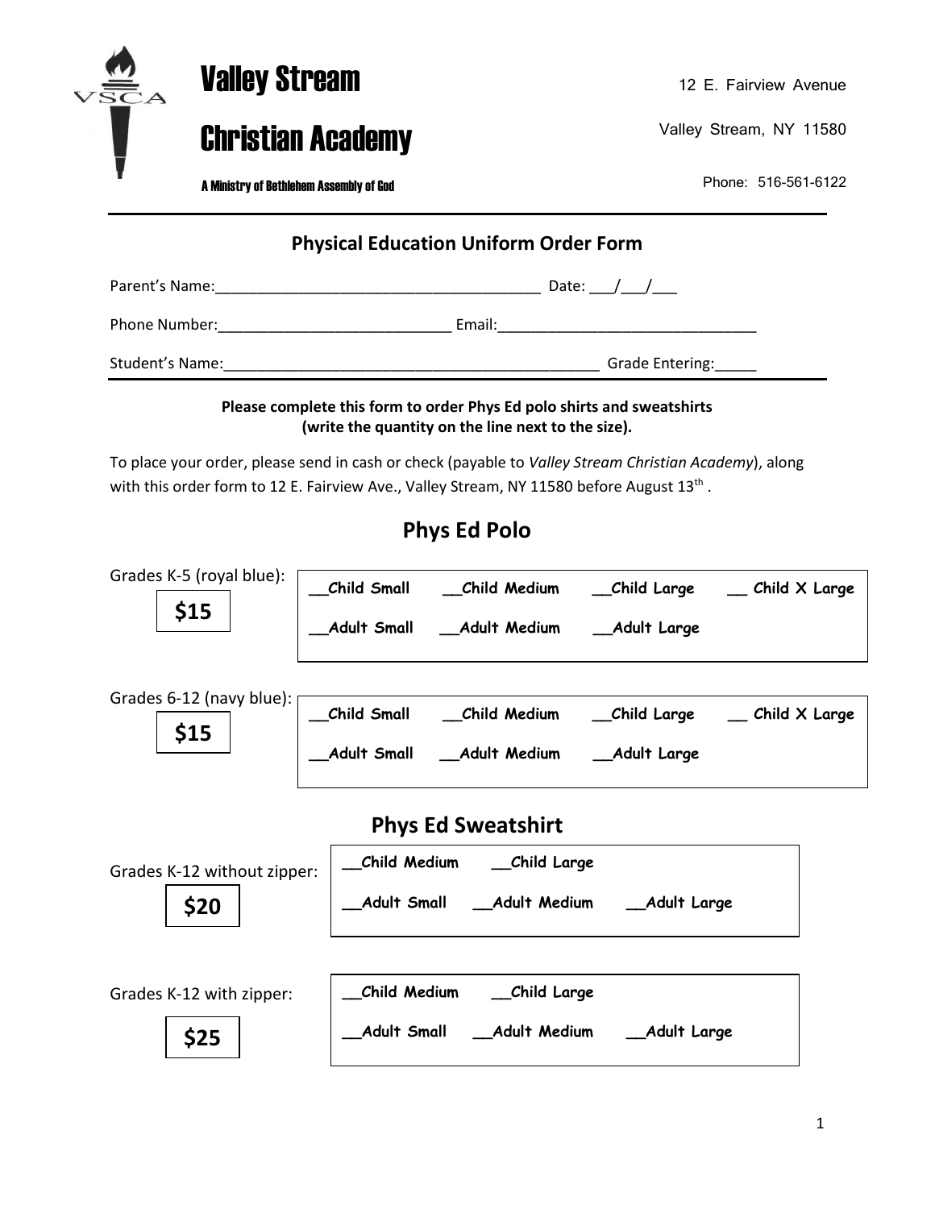# Valley Stream

# Christian Academy

A Ministry of Bethlehem Assembly of God

12 E. Fairview Avenue

Valley Stream, NY 11580

Phone: 516-561-6122

---

## Physical Education Uniform Order Form

Parent's Name:________________________________________ Date: ___/___/___

Phone Number:____________________________ Email:________________________________

Student's Name:_____________________________________________ Grade Entering:_____

---

**Please complete this form to order Phys Ed polo shirts and sweatshirts (write the quantity on the line next to the size).**

To place your order, please send in cash or check (payable to *Valley Stream Christian Academy*), along with this order form to 12 E. Fairview Ave., Valley Stream, NY 11580 before August 13th .

## Phys Ed Polo

Grades K-5 (royal blue):

**$15**

__Child Small __Child Medium __Child Large __ Child X Large

__Adult Small __Adult Medium __Adult Large

Grades 6-12 (navy blue):

**$15**

__Child Small __Child Medium __Child Large __ Child X Large

__Adult Small __Adult Medium __Adult Large

## Phys Ed Sweatshirt

Grades K-12 without zipper:

**$20**

__Child Medium __Child Large

__Adult Small __Adult Medium __Adult Large

Grades K-12 with zipper:

**$25**

__Child Medium __Child Large

__Adult Small __Adult Medium __Adult Large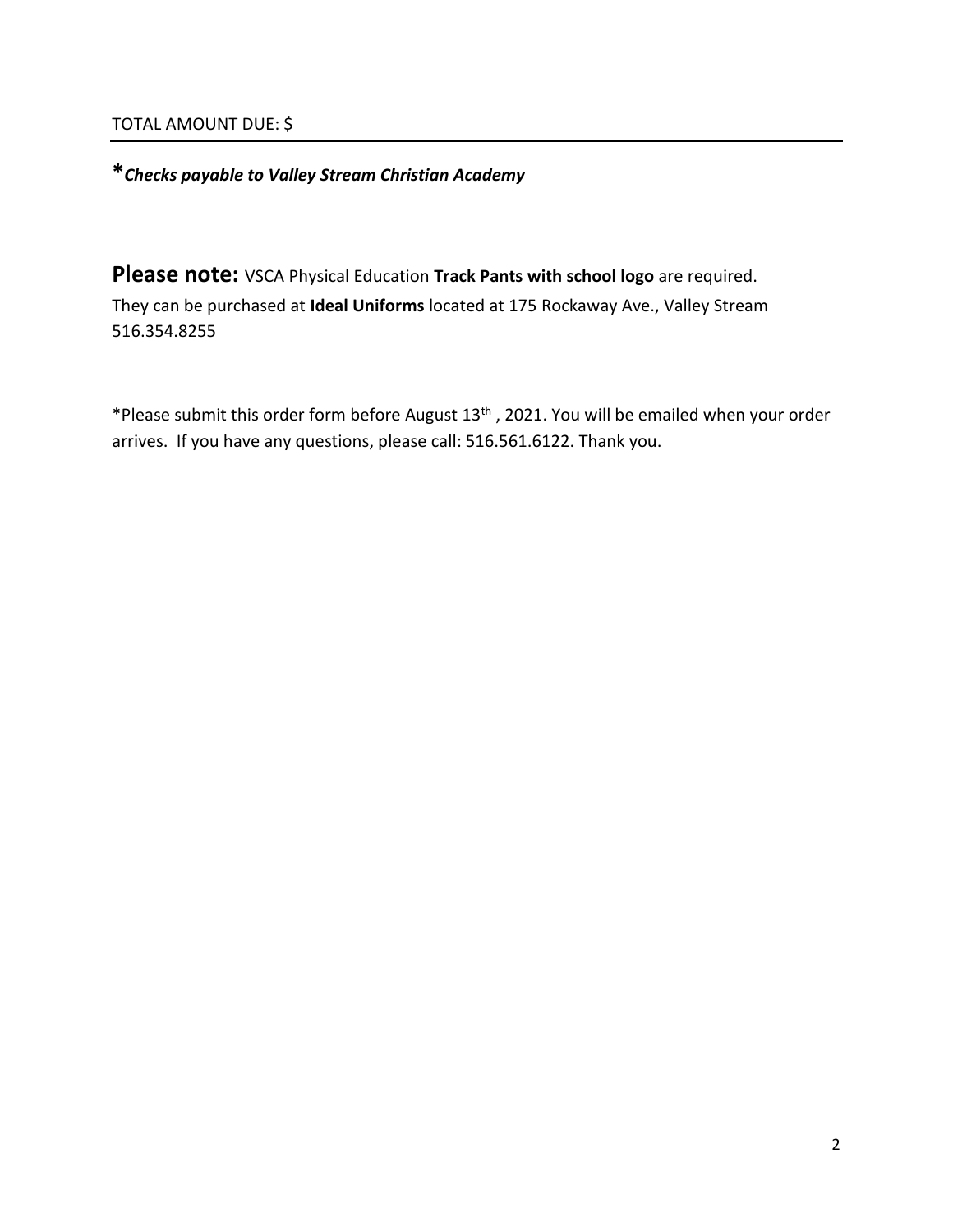TOTAL AMOUNT DUE: $

---

***Checks payable to Valley Stream Christian Academy***

**Please note:** VSCA Physical Education **Track Pants with school logo** are required. They can be purchased at **Ideal Uniforms** located at 175 Rockaway Ave., Valley Stream 516.354.8255

*Please submit this order form before August 13th , 2021. You will be emailed when your order arrives. If you have any questions, please call: 516.561.6122. Thank you.